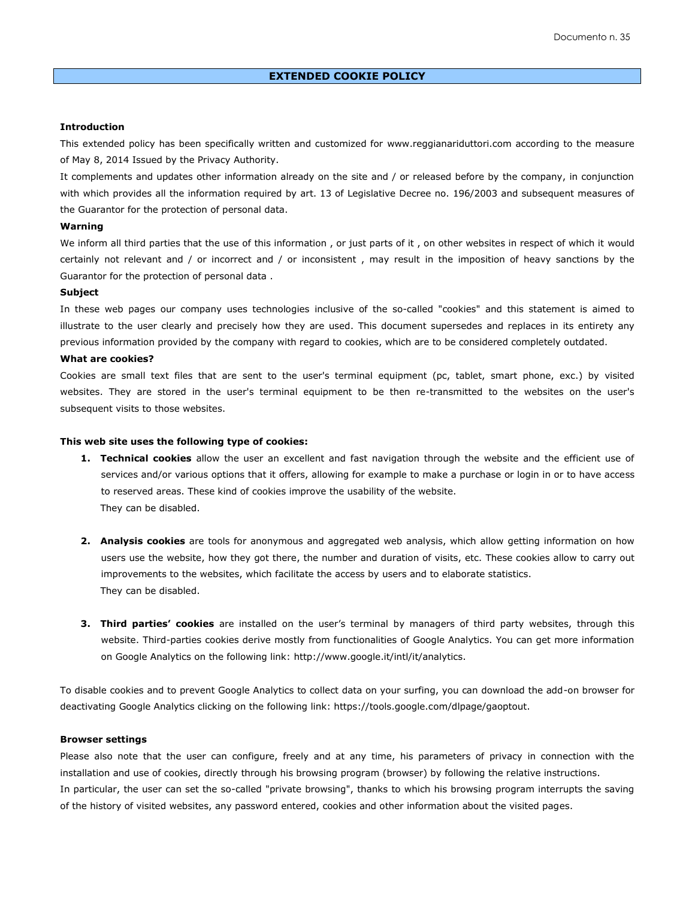# EXTENDED COOKIE POLICY

**Introduction**

This extended policy has been specifically written and customized for www.reggianariduttori.com according to the measure of May 8, 2014 Issued by the Privacy Authority.

It complements and updates other information already on the site and / or released before by the company, in conjunction with which provides all the information required by art. 13 of Legislative Decree no. 196/2003 and subsequent measures of the Guarantor for the protection of personal data.

**Warning**

We inform all third parties that the use of this information , or just parts of it , on other websites in respect of which it would certainly not relevant and / or incorrect and / or inconsistent , may result in the imposition of heavy sanctions by the Guarantor for the protection of personal data .

**Subject**

In these web pages our company uses technologies inclusive of the so-called "cookies" and this statement is aimed to illustrate to the user clearly and precisely how they are used. This document supersedes and replaces in its entirety any previous information provided by the company with regard to cookies, which are to be considered completely outdated.

**What are cookies?**

Cookies are small text files that are sent to the user's terminal equipment (pc, tablet, smart phone, exc.) by visited websites. They are stored in the user's terminal equipment to be then re-transmitted to the websites on the user's subsequent visits to those websites.

**This web site uses the following type of cookies:**

1. **Technical cookies** allow the user an excellent and fast navigation through the website and the efficient use of services and/or various options that it offers, allowing for example to make a purchase or login in or to have access to reserved areas. These kind of cookies improve the usability of the website.
   They can be disabled.

2. **Analysis cookies** are tools for anonymous and aggregated web analysis, which allow getting information on how users use the website, how they got there, the number and duration of visits, etc. These cookies allow to carry out improvements to the websites, which facilitate the access by users and to elaborate statistics.
   They can be disabled.

3. **Third parties' cookies** are installed on the user's terminal by managers of third party websites, through this website. Third-parties cookies derive mostly from functionalities of Google Analytics. You can get more information on Google Analytics on the following link: http://www.google.it/intl/it/analytics.

To disable cookies and to prevent Google Analytics to collect data on your surfing, you can download the add-on browser for deactivating Google Analytics clicking on the following link: https://tools.google.com/dlpage/gaoptout.

**Browser settings**

Please also note that the user can configure, freely and at any time, his parameters of privacy in connection with the installation and use of cookies, directly through his browsing program (browser) by following the relative instructions.

In particular, the user can set the so-called "private browsing", thanks to which his browsing program interrupts the saving of the history of visited websites, any password entered, cookies and other information about the visited pages.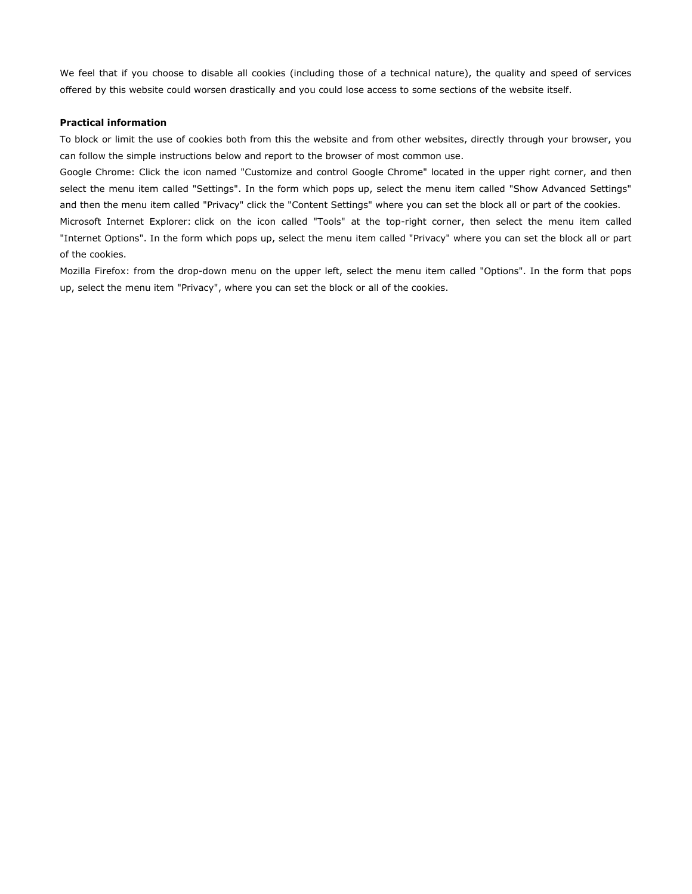We feel that if you choose to disable all cookies (including those of a technical nature), the quality and speed of services offered by this website could worsen drastically and you could lose access to some sections of the website itself.

**Practical information**

To block or limit the use of cookies both from this the website and from other websites, directly through your browser, you can follow the simple instructions below and report to the browser of most common use.

Google Chrome: Click the icon named "Customize and control Google Chrome" located in the upper right corner, and then select the menu item called "Settings". In the form which pops up, select the menu item called "Show Advanced Settings" and then the menu item called "Privacy" click the "Content Settings" where you can set the block all or part of the cookies.

Microsoft Internet Explorer: click on the icon called "Tools" at the top-right corner, then select the menu item called "Internet Options". In the form which pops up, select the menu item called "Privacy" where you can set the block all or part of the cookies.

Mozilla Firefox: from the drop-down menu on the upper left, select the menu item called "Options". In the form that pops up, select the menu item "Privacy", where you can set the block or all of the cookies.